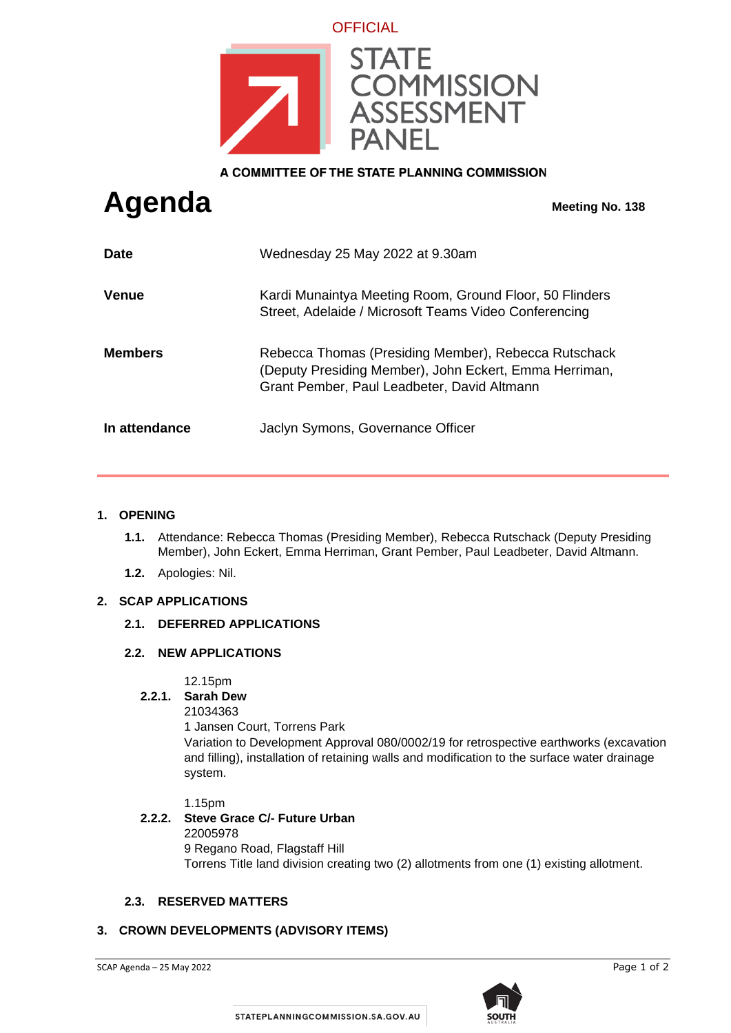OFFICIAL

STATE COMMISSION ASSESSMENT PANEL

A COMMITTEE OF THE STATE PLANNING COMMISSION

# Agenda

**Meeting No. 138**

| | |
|---|---|
| **Date** | Wednesday 25 May 2022 at 9.30am |
| **Venue** | Kardi Munaintya Meeting Room, Ground Floor, 50 Flinders Street, Adelaide / Microsoft Teams Video Conferencing |
| **Members** | Rebecca Thomas (Presiding Member), Rebecca Rutschack (Deputy Presiding Member), John Eckert, Emma Herriman, Grant Pember, Paul Leadbeter, David Altmann |
| **In attendance** | Jaclyn Symons, Governance Officer |

## 1. OPENING

**1.1.** Attendance: Rebecca Thomas (Presiding Member), Rebecca Rutschack (Deputy Presiding Member), John Eckert, Emma Herriman, Grant Pember, Paul Leadbeter, David Altmann.

**1.2.** Apologies: Nil.

## 2. SCAP APPLICATIONS

### 2.1. DEFERRED APPLICATIONS

### 2.2. NEW APPLICATIONS

12.15pm
**2.2.1. Sarah Dew**
21034363
1 Jansen Court, Torrens Park
Variation to Development Approval 080/0002/19 for retrospective earthworks (excavation and filling), installation of retaining walls and modification to the surface water drainage system.

1.15pm
**2.2.2. Steve Grace C/- Future Urban**
22005978
9 Regano Road, Flagstaff Hill
Torrens Title land division creating two (2) allotments from one (1) existing allotment.

### 2.3. RESERVED MATTERS

## 3. CROWN DEVELOPMENTS (ADVISORY ITEMS)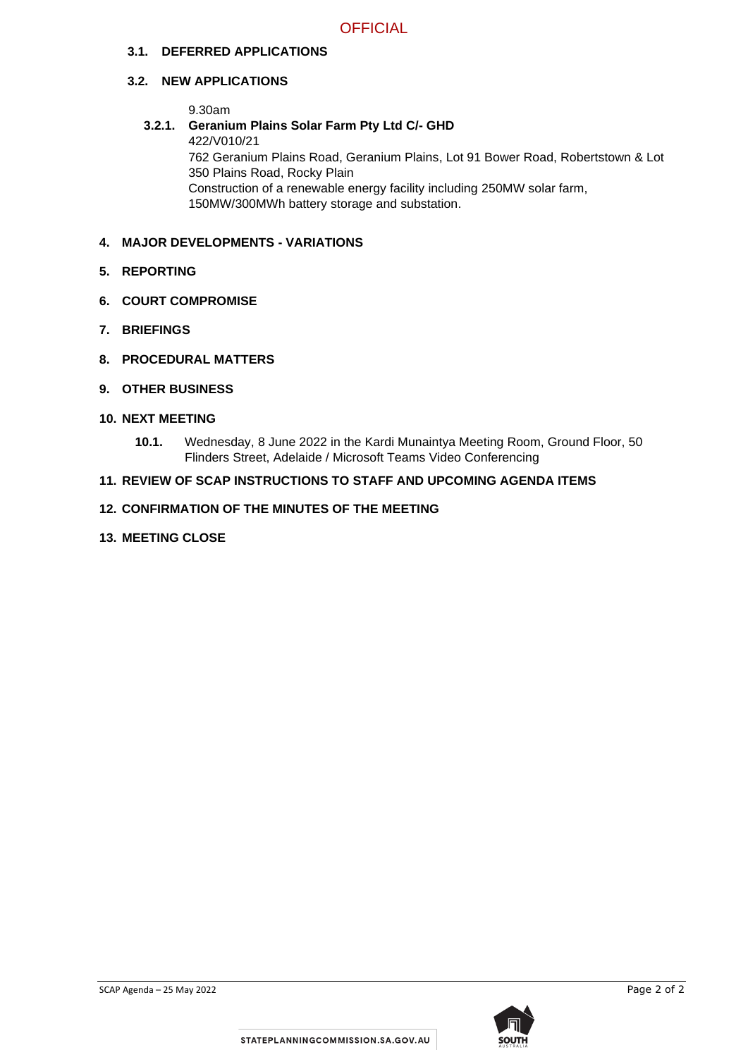### 3.1. DEFERRED APPLICATIONS

### 3.2. NEW APPLICATIONS

9.30am

**3.2.1. Geranium Plains Solar Farm Pty Ltd C/- GHD**

422/V010/21

762 Geranium Plains Road, Geranium Plains, Lot 91 Bower Road, Robertstown & Lot 350 Plains Road, Rocky Plain

Construction of a renewable energy facility including 250MW solar farm, 150MW/300MWh battery storage and substation.

## 4. MAJOR DEVELOPMENTS - VARIATIONS

## 5. REPORTING

## 6. COURT COMPROMISE

## 7. BRIEFINGS

## 8. PROCEDURAL MATTERS

## 9. OTHER BUSINESS

## 10. NEXT MEETING

**10.1.** Wednesday, 8 June 2022 in the Kardi Munaintya Meeting Room, Ground Floor, 50 Flinders Street, Adelaide / Microsoft Teams Video Conferencing

## 11. REVIEW OF SCAP INSTRUCTIONS TO STAFF AND UPCOMING AGENDA ITEMS

## 12. CONFIRMATION OF THE MINUTES OF THE MEETING

## 13. MEETING CLOSE